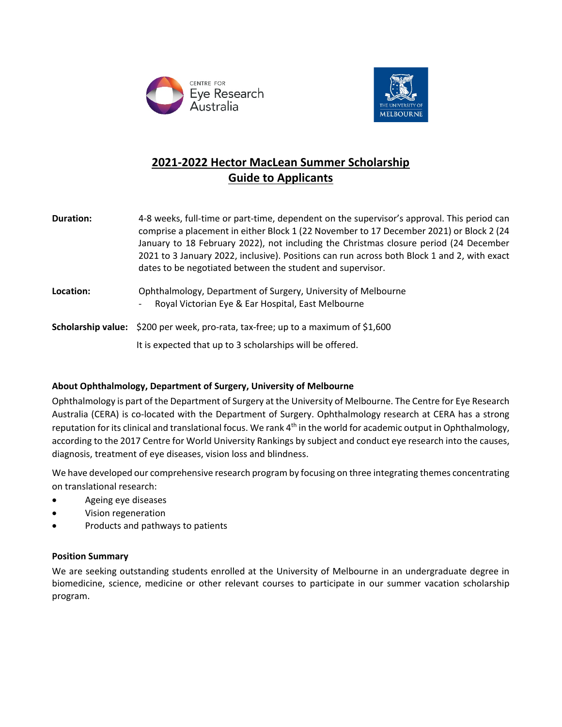# 2021-2022 Hector MacLean Summer Scholarship
# Guide to Applicants

**Duration:** 4-8 weeks, full-time or part-time, dependent on the supervisor's approval. This period can comprise a placement in either Block 1 (22 November to 17 December 2021) or Block 2 (24 January to 18 February 2022), not including the Christmas closure period (24 December 2021 to 3 January 2022, inclusive). Positions can run across both Block 1 and 2, with exact dates to be negotiated between the student and supervisor.

**Location:** Ophthalmology, Department of Surgery, University of Melbourne
- Royal Victorian Eye & Ear Hospital, East Melbourne

**Scholarship value:** $200 per week, pro-rata, tax-free; up to a maximum of $1,600

It is expected that up to 3 scholarships will be offered.

### About Ophthalmology, Department of Surgery, University of Melbourne

Ophthalmology is part of the Department of Surgery at the University of Melbourne. The Centre for Eye Research Australia (CERA) is co-located with the Department of Surgery. Ophthalmology research at CERA has a strong reputation for its clinical and translational focus. We rank 4th in the world for academic output in Ophthalmology, according to the 2017 Centre for World University Rankings by subject and conduct eye research into the causes, diagnosis, treatment of eye diseases, vision loss and blindness.

We have developed our comprehensive research program by focusing on three integrating themes concentrating on translational research:

- Ageing eye diseases
- Vision regeneration
- Products and pathways to patients

### Position Summary

We are seeking outstanding students enrolled at the University of Melbourne in an undergraduate degree in biomedicine, science, medicine or other relevant courses to participate in our summer vacation scholarship program.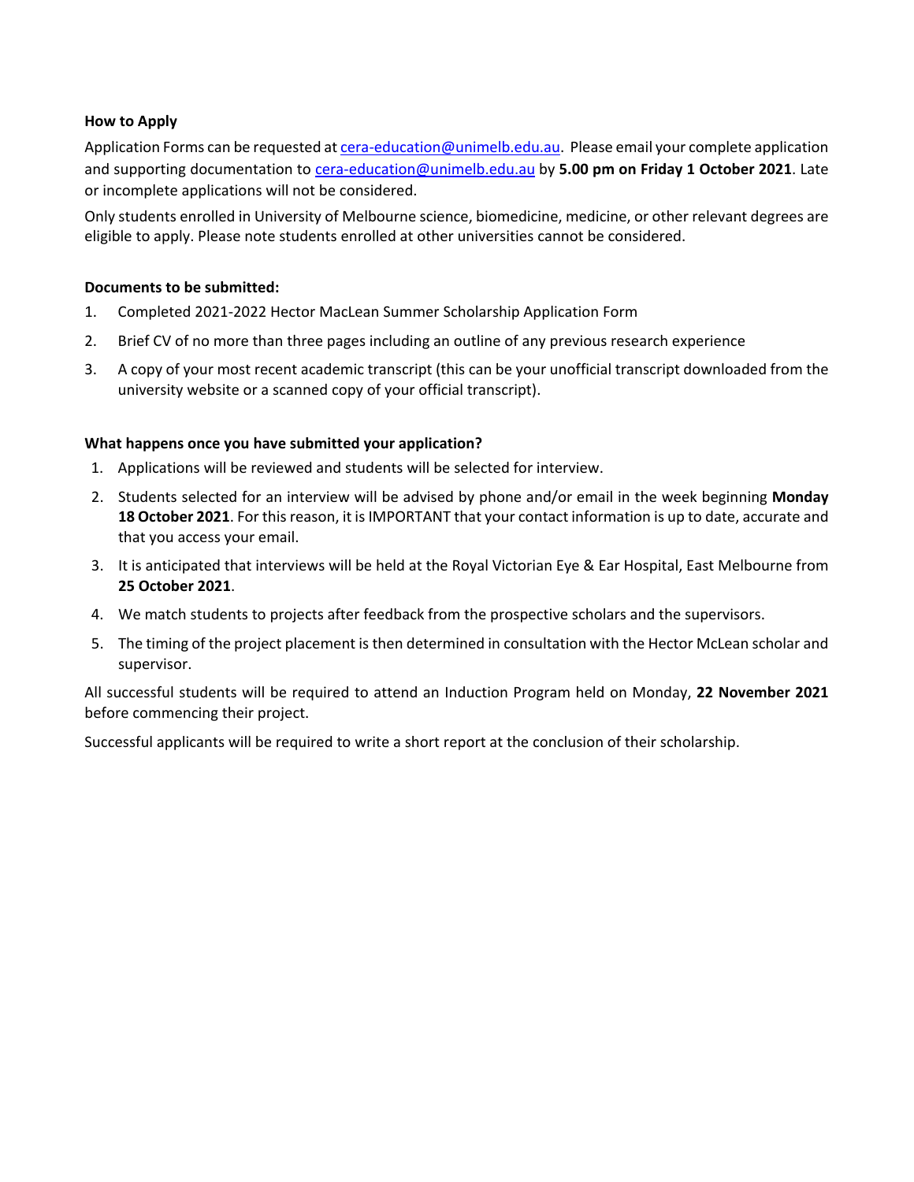**How to Apply**

Application Forms can be requested at cera-education@unimelb.edu.au. Please email your complete application and supporting documentation to cera-education@unimelb.edu.au by **5.00 pm on Friday 1 October 2021**. Late or incomplete applications will not be considered.

Only students enrolled in University of Melbourne science, biomedicine, medicine, or other relevant degrees are eligible to apply. Please note students enrolled at other universities cannot be considered.

**Documents to be submitted:**

1. Completed 2021-2022 Hector MacLean Summer Scholarship Application Form
2. Brief CV of no more than three pages including an outline of any previous research experience
3. A copy of your most recent academic transcript (this can be your unofficial transcript downloaded from the university website or a scanned copy of your official transcript).

**What happens once you have submitted your application?**

1. Applications will be reviewed and students will be selected for interview.
2. Students selected for an interview will be advised by phone and/or email in the week beginning **Monday 18 October 2021**. For this reason, it is IMPORTANT that your contact information is up to date, accurate and that you access your email.
3. It is anticipated that interviews will be held at the Royal Victorian Eye & Ear Hospital, East Melbourne from **25 October 2021**.
4. We match students to projects after feedback from the prospective scholars and the supervisors.
5. The timing of the project placement is then determined in consultation with the Hector McLean scholar and supervisor.

All successful students will be required to attend an Induction Program held on Monday, **22 November 2021** before commencing their project.

Successful applicants will be required to write a short report at the conclusion of their scholarship.